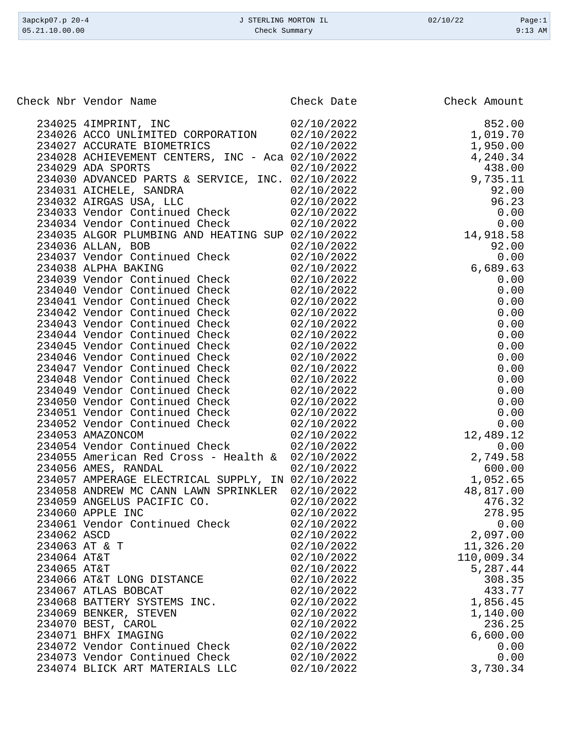| Check Nbr | Vendor Name | Check Date | Check Amount |
|---|---|---|---|
| 234025 | 4IMPRINT, INC | 02/10/2022 | 852.00 |
| 234026 | ACCO UNLIMITED CORPORATION | 02/10/2022 | 1,019.70 |
| 234027 | ACCURATE BIOMETRICS | 02/10/2022 | 1,950.00 |
| 234028 | ACHIEVEMENT CENTERS, INC - Aca | 02/10/2022 | 4,240.34 |
| 234029 | ADA SPORTS | 02/10/2022 | 438.00 |
| 234030 | ADVANCED PARTS & SERVICE, INC. | 02/10/2022 | 9,735.11 |
| 234031 | AICHELE, SANDRA | 02/10/2022 | 92.00 |
| 234032 | AIRGAS USA, LLC | 02/10/2022 | 96.23 |
| 234033 | Vendor Continued Check | 02/10/2022 | 0.00 |
| 234034 | Vendor Continued Check | 02/10/2022 | 0.00 |
| 234035 | ALGOR PLUMBING AND HEATING SUP | 02/10/2022 | 14,918.58 |
| 234036 | ALLAN, BOB | 02/10/2022 | 92.00 |
| 234037 | Vendor Continued Check | 02/10/2022 | 0.00 |
| 234038 | ALPHA BAKING | 02/10/2022 | 6,689.63 |
| 234039 | Vendor Continued Check | 02/10/2022 | 0.00 |
| 234040 | Vendor Continued Check | 02/10/2022 | 0.00 |
| 234041 | Vendor Continued Check | 02/10/2022 | 0.00 |
| 234042 | Vendor Continued Check | 02/10/2022 | 0.00 |
| 234043 | Vendor Continued Check | 02/10/2022 | 0.00 |
| 234044 | Vendor Continued Check | 02/10/2022 | 0.00 |
| 234045 | Vendor Continued Check | 02/10/2022 | 0.00 |
| 234046 | Vendor Continued Check | 02/10/2022 | 0.00 |
| 234047 | Vendor Continued Check | 02/10/2022 | 0.00 |
| 234048 | Vendor Continued Check | 02/10/2022 | 0.00 |
| 234049 | Vendor Continued Check | 02/10/2022 | 0.00 |
| 234050 | Vendor Continued Check | 02/10/2022 | 0.00 |
| 234051 | Vendor Continued Check | 02/10/2022 | 0.00 |
| 234052 | Vendor Continued Check | 02/10/2022 | 0.00 |
| 234053 | AMAZONCOM | 02/10/2022 | 12,489.12 |
| 234054 | Vendor Continued Check | 02/10/2022 | 0.00 |
| 234055 | American Red Cross - Health & | 02/10/2022 | 2,749.58 |
| 234056 | AMES, RANDAL | 02/10/2022 | 600.00 |
| 234057 | AMPERAGE ELECTRICAL SUPPLY, IN | 02/10/2022 | 1,052.65 |
| 234058 | ANDREW MC CANN LAWN SPRINKLER | 02/10/2022 | 48,817.00 |
| 234059 | ANGELUS PACIFIC CO. | 02/10/2022 | 476.32 |
| 234060 | APPLE INC | 02/10/2022 | 278.95 |
| 234061 | Vendor Continued Check | 02/10/2022 | 0.00 |
| 234062 | ASCD | 02/10/2022 | 2,097.00 |
| 234063 | AT & T | 02/10/2022 | 11,326.20 |
| 234064 | AT&T | 02/10/2022 | 110,009.34 |
| 234065 | AT&T | 02/10/2022 | 5,287.44 |
| 234066 | AT&T LONG DISTANCE | 02/10/2022 | 308.35 |
| 234067 | ATLAS BOBCAT | 02/10/2022 | 433.77 |
| 234068 | BATTERY SYSTEMS INC. | 02/10/2022 | 1,856.45 |
| 234069 | BENKER, STEVEN | 02/10/2022 | 1,140.00 |
| 234070 | BEST, CAROL | 02/10/2022 | 236.25 |
| 234071 | BHFX IMAGING | 02/10/2022 | 6,600.00 |
| 234072 | Vendor Continued Check | 02/10/2022 | 0.00 |
| 234073 | Vendor Continued Check | 02/10/2022 | 0.00 |
| 234074 | BLICK ART MATERIALS LLC | 02/10/2022 | 3,730.34 |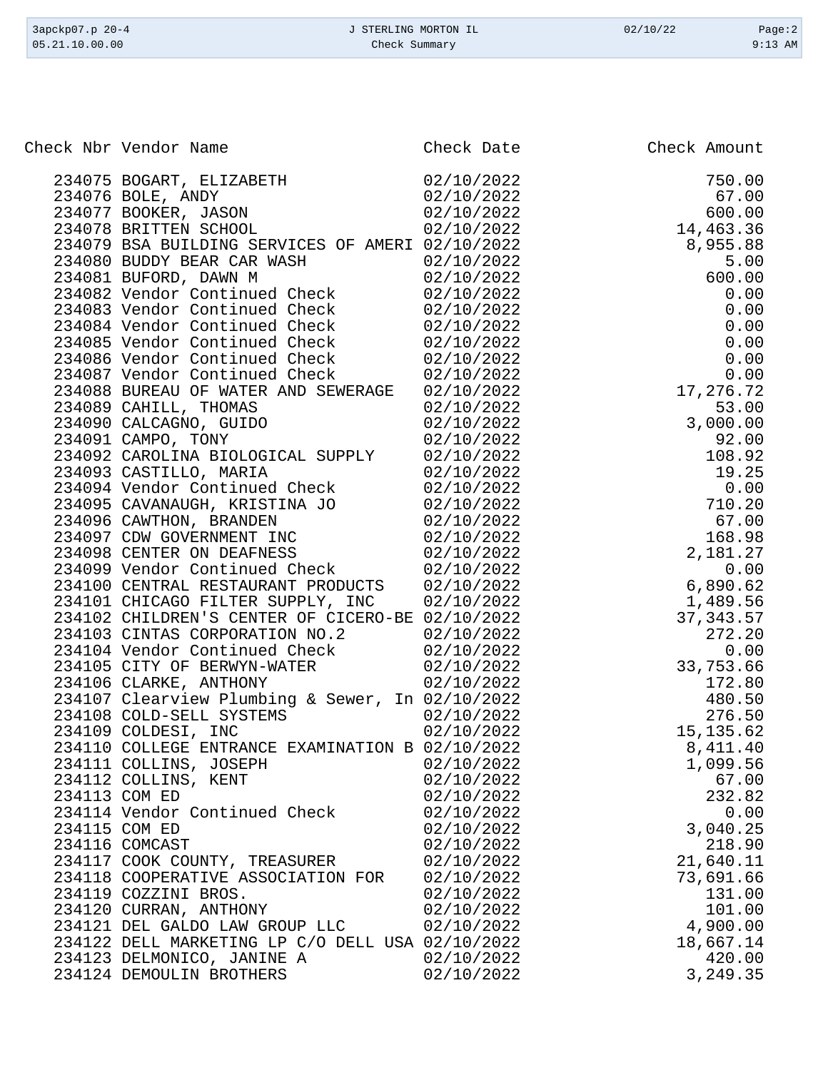| Check Nbr | Vendor Name | Check Date | Check Amount |
|---|---|---|---|
| 234075 | BOGART, ELIZABETH | 02/10/2022 | 750.00 |
| 234076 | BOLE, ANDY | 02/10/2022 | 67.00 |
| 234077 | BOOKER, JASON | 02/10/2022 | 600.00 |
| 234078 | BRITTEN SCHOOL | 02/10/2022 | 14,463.36 |
| 234079 | BSA BUILDING SERVICES OF AMERI | 02/10/2022 | 8,955.88 |
| 234080 | BUDDY BEAR CAR WASH | 02/10/2022 | 5.00 |
| 234081 | BUFORD, DAWN M | 02/10/2022 | 600.00 |
| 234082 | Vendor Continued Check | 02/10/2022 | 0.00 |
| 234083 | Vendor Continued Check | 02/10/2022 | 0.00 |
| 234084 | Vendor Continued Check | 02/10/2022 | 0.00 |
| 234085 | Vendor Continued Check | 02/10/2022 | 0.00 |
| 234086 | Vendor Continued Check | 02/10/2022 | 0.00 |
| 234087 | Vendor Continued Check | 02/10/2022 | 0.00 |
| 234088 | BUREAU OF WATER AND SEWERAGE | 02/10/2022 | 17,276.72 |
| 234089 | CAHILL, THOMAS | 02/10/2022 | 53.00 |
| 234090 | CALCAGNO, GUIDO | 02/10/2022 | 3,000.00 |
| 234091 | CAMPO, TONY | 02/10/2022 | 92.00 |
| 234092 | CAROLINA BIOLOGICAL SUPPLY | 02/10/2022 | 108.92 |
| 234093 | CASTILLO, MARIA | 02/10/2022 | 19.25 |
| 234094 | Vendor Continued Check | 02/10/2022 | 0.00 |
| 234095 | CAVANAUGH, KRISTINA JO | 02/10/2022 | 710.20 |
| 234096 | CAWTHON, BRANDEN | 02/10/2022 | 67.00 |
| 234097 | CDW GOVERNMENT INC | 02/10/2022 | 168.98 |
| 234098 | CENTER ON DEAFNESS | 02/10/2022 | 2,181.27 |
| 234099 | Vendor Continued Check | 02/10/2022 | 0.00 |
| 234100 | CENTRAL RESTAURANT PRODUCTS | 02/10/2022 | 6,890.62 |
| 234101 | CHICAGO FILTER SUPPLY, INC | 02/10/2022 | 1,489.56 |
| 234102 | CHILDREN'S CENTER OF CICERO-BE | 02/10/2022 | 37,343.57 |
| 234103 | CINTAS CORPORATION NO.2 | 02/10/2022 | 272.20 |
| 234104 | Vendor Continued Check | 02/10/2022 | 0.00 |
| 234105 | CITY OF BERWYN-WATER | 02/10/2022 | 33,753.66 |
| 234106 | CLARKE, ANTHONY | 02/10/2022 | 172.80 |
| 234107 | Clearview Plumbing & Sewer, In | 02/10/2022 | 480.50 |
| 234108 | COLD-SELL SYSTEMS | 02/10/2022 | 276.50 |
| 234109 | COLDESI, INC | 02/10/2022 | 15,135.62 |
| 234110 | COLLEGE ENTRANCE EXAMINATION B | 02/10/2022 | 8,411.40 |
| 234111 | COLLINS, JOSEPH | 02/10/2022 | 1,099.56 |
| 234112 | COLLINS, KENT | 02/10/2022 | 67.00 |
| 234113 | COM ED | 02/10/2022 | 232.82 |
| 234114 | Vendor Continued Check | 02/10/2022 | 0.00 |
| 234115 | COM ED | 02/10/2022 | 3,040.25 |
| 234116 | COMCAST | 02/10/2022 | 218.90 |
| 234117 | COOK COUNTY, TREASURER | 02/10/2022 | 21,640.11 |
| 234118 | COOPERATIVE ASSOCIATION FOR | 02/10/2022 | 73,691.66 |
| 234119 | COZZINI BROS. | 02/10/2022 | 131.00 |
| 234120 | CURRAN, ANTHONY | 02/10/2022 | 101.00 |
| 234121 | DEL GALDO LAW GROUP LLC | 02/10/2022 | 4,900.00 |
| 234122 | DELL MARKETING LP C/O DELL USA | 02/10/2022 | 18,667.14 |
| 234123 | DELMONICO, JANINE A | 02/10/2022 | 420.00 |
| 234124 | DEMOULIN BROTHERS | 02/10/2022 | 3,249.35 |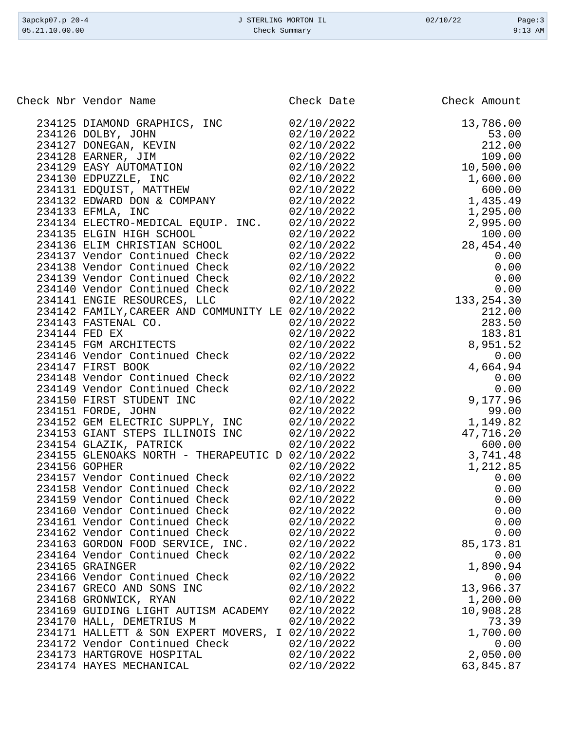| Check Nbr | Vendor Name | Check Date | Check Amount |
|---|---|---|---|
| 234125 | DIAMOND GRAPHICS, INC | 02/10/2022 | 13,786.00 |
| 234126 | DOLBY, JOHN | 02/10/2022 | 53.00 |
| 234127 | DONEGAN, KEVIN | 02/10/2022 | 212.00 |
| 234128 | EARNER, JIM | 02/10/2022 | 109.00 |
| 234129 | EASY AUTOMATION | 02/10/2022 | 10,500.00 |
| 234130 | EDPUZZLE, INC | 02/10/2022 | 1,600.00 |
| 234131 | EDQUIST, MATTHEW | 02/10/2022 | 600.00 |
| 234132 | EDWARD DON & COMPANY | 02/10/2022 | 1,435.49 |
| 234133 | EFMLA, INC | 02/10/2022 | 1,295.00 |
| 234134 | ELECTRO-MEDICAL EQUIP. INC. | 02/10/2022 | 2,995.00 |
| 234135 | ELGIN HIGH SCHOOL | 02/10/2022 | 100.00 |
| 234136 | ELIM CHRISTIAN SCHOOL | 02/10/2022 | 28,454.40 |
| 234137 | Vendor Continued Check | 02/10/2022 | 0.00 |
| 234138 | Vendor Continued Check | 02/10/2022 | 0.00 |
| 234139 | Vendor Continued Check | 02/10/2022 | 0.00 |
| 234140 | Vendor Continued Check | 02/10/2022 | 0.00 |
| 234141 | ENGIE RESOURCES, LLC | 02/10/2022 | 133,254.30 |
| 234142 | FAMILY,CAREER AND COMMUNITY LE | 02/10/2022 | 212.00 |
| 234143 | FASTENAL CO. | 02/10/2022 | 283.50 |
| 234144 | FED EX | 02/10/2022 | 183.81 |
| 234145 | FGM ARCHITECTS | 02/10/2022 | 8,951.52 |
| 234146 | Vendor Continued Check | 02/10/2022 | 0.00 |
| 234147 | FIRST BOOK | 02/10/2022 | 4,664.94 |
| 234148 | Vendor Continued Check | 02/10/2022 | 0.00 |
| 234149 | Vendor Continued Check | 02/10/2022 | 0.00 |
| 234150 | FIRST STUDENT INC | 02/10/2022 | 9,177.96 |
| 234151 | FORDE, JOHN | 02/10/2022 | 99.00 |
| 234152 | GEM ELECTRIC SUPPLY, INC | 02/10/2022 | 1,149.82 |
| 234153 | GIANT STEPS ILLINOIS INC | 02/10/2022 | 47,716.20 |
| 234154 | GLAZIK, PATRICK | 02/10/2022 | 600.00 |
| 234155 | GLENOAKS NORTH - THERAPEUTIC D | 02/10/2022 | 3,741.48 |
| 234156 | GOPHER | 02/10/2022 | 1,212.85 |
| 234157 | Vendor Continued Check | 02/10/2022 | 0.00 |
| 234158 | Vendor Continued Check | 02/10/2022 | 0.00 |
| 234159 | Vendor Continued Check | 02/10/2022 | 0.00 |
| 234160 | Vendor Continued Check | 02/10/2022 | 0.00 |
| 234161 | Vendor Continued Check | 02/10/2022 | 0.00 |
| 234162 | Vendor Continued Check | 02/10/2022 | 0.00 |
| 234163 | GORDON FOOD SERVICE, INC. | 02/10/2022 | 85,173.81 |
| 234164 | Vendor Continued Check | 02/10/2022 | 0.00 |
| 234165 | GRAINGER | 02/10/2022 | 1,890.94 |
| 234166 | Vendor Continued Check | 02/10/2022 | 0.00 |
| 234167 | GRECO AND SONS INC | 02/10/2022 | 13,966.37 |
| 234168 | GRONWICK, RYAN | 02/10/2022 | 1,200.00 |
| 234169 | GUIDING LIGHT AUTISM ACADEMY | 02/10/2022 | 10,908.28 |
| 234170 | HALL, DEMETRIUS M | 02/10/2022 | 73.39 |
| 234171 | HALLETT & SON EXPERT MOVERS, I | 02/10/2022 | 1,700.00 |
| 234172 | Vendor Continued Check | 02/10/2022 | 0.00 |
| 234173 | HARTGROVE HOSPITAL | 02/10/2022 | 2,050.00 |
| 234174 | HAYES MECHANICAL | 02/10/2022 | 63,845.87 |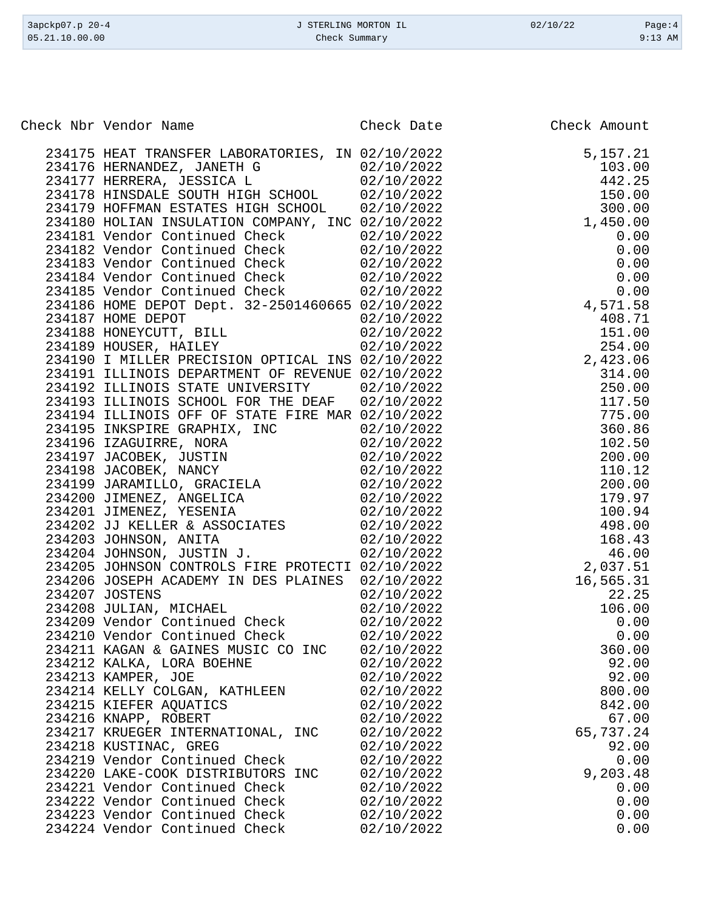| Check Nbr | Vendor Name | Check Date | Check Amount |
|---|---|---|---|
| 234175 | HEAT TRANSFER LABORATORIES, IN | 02/10/2022 | 5,157.21 |
| 234176 | HERNANDEZ, JANETH G | 02/10/2022 | 103.00 |
| 234177 | HERRERA, JESSICA L | 02/10/2022 | 442.25 |
| 234178 | HINSDALE SOUTH HIGH SCHOOL | 02/10/2022 | 150.00 |
| 234179 | HOFFMAN ESTATES HIGH SCHOOL | 02/10/2022 | 300.00 |
| 234180 | HOLIAN INSULATION COMPANY, INC | 02/10/2022 | 1,450.00 |
| 234181 | Vendor Continued Check | 02/10/2022 | 0.00 |
| 234182 | Vendor Continued Check | 02/10/2022 | 0.00 |
| 234183 | Vendor Continued Check | 02/10/2022 | 0.00 |
| 234184 | Vendor Continued Check | 02/10/2022 | 0.00 |
| 234185 | Vendor Continued Check | 02/10/2022 | 0.00 |
| 234186 | HOME DEPOT Dept. 32-2501460665 | 02/10/2022 | 4,571.58 |
| 234187 | HOME DEPOT | 02/10/2022 | 408.71 |
| 234188 | HONEYCUTT, BILL | 02/10/2022 | 151.00 |
| 234189 | HOUSER, HAILEY | 02/10/2022 | 254.00 |
| 234190 | I MILLER PRECISION OPTICAL INS | 02/10/2022 | 2,423.06 |
| 234191 | ILLINOIS DEPARTMENT OF REVENUE | 02/10/2022 | 314.00 |
| 234192 | ILLINOIS STATE UNIVERSITY | 02/10/2022 | 250.00 |
| 234193 | ILLINOIS SCHOOL FOR THE DEAF | 02/10/2022 | 117.50 |
| 234194 | ILLINOIS OFF OF STATE FIRE MAR | 02/10/2022 | 775.00 |
| 234195 | INKSPIRE GRAPHIX, INC | 02/10/2022 | 360.86 |
| 234196 | IZAGUIRRE, NORA | 02/10/2022 | 102.50 |
| 234197 | JACOBEK, JUSTIN | 02/10/2022 | 200.00 |
| 234198 | JACOBEK, NANCY | 02/10/2022 | 110.12 |
| 234199 | JARAMILLO, GRACIELA | 02/10/2022 | 200.00 |
| 234200 | JIMENEZ, ANGELICA | 02/10/2022 | 179.97 |
| 234201 | JIMENEZ, YESENIA | 02/10/2022 | 100.94 |
| 234202 | JJ KELLER & ASSOCIATES | 02/10/2022 | 498.00 |
| 234203 | JOHNSON, ANITA | 02/10/2022 | 168.43 |
| 234204 | JOHNSON, JUSTIN J. | 02/10/2022 | 46.00 |
| 234205 | JOHNSON CONTROLS FIRE PROTECTI | 02/10/2022 | 2,037.51 |
| 234206 | JOSEPH ACADEMY IN DES PLAINES | 02/10/2022 | 16,565.31 |
| 234207 | JOSTENS | 02/10/2022 | 22.25 |
| 234208 | JULIAN, MICHAEL | 02/10/2022 | 106.00 |
| 234209 | Vendor Continued Check | 02/10/2022 | 0.00 |
| 234210 | Vendor Continued Check | 02/10/2022 | 0.00 |
| 234211 | KAGAN & GAINES MUSIC CO INC | 02/10/2022 | 360.00 |
| 234212 | KALKA, LORA BOEHNE | 02/10/2022 | 92.00 |
| 234213 | KAMPER, JOE | 02/10/2022 | 92.00 |
| 234214 | KELLY COLGAN, KATHLEEN | 02/10/2022 | 800.00 |
| 234215 | KIEFER AQUATICS | 02/10/2022 | 842.00 |
| 234216 | KNAPP, ROBERT | 02/10/2022 | 67.00 |
| 234217 | KRUEGER INTERNATIONAL, INC | 02/10/2022 | 65,737.24 |
| 234218 | KUSTINAC, GREG | 02/10/2022 | 92.00 |
| 234219 | Vendor Continued Check | 02/10/2022 | 0.00 |
| 234220 | LAKE-COOK DISTRIBUTORS INC | 02/10/2022 | 9,203.48 |
| 234221 | Vendor Continued Check | 02/10/2022 | 0.00 |
| 234222 | Vendor Continued Check | 02/10/2022 | 0.00 |
| 234223 | Vendor Continued Check | 02/10/2022 | 0.00 |
| 234224 | Vendor Continued Check | 02/10/2022 | 0.00 |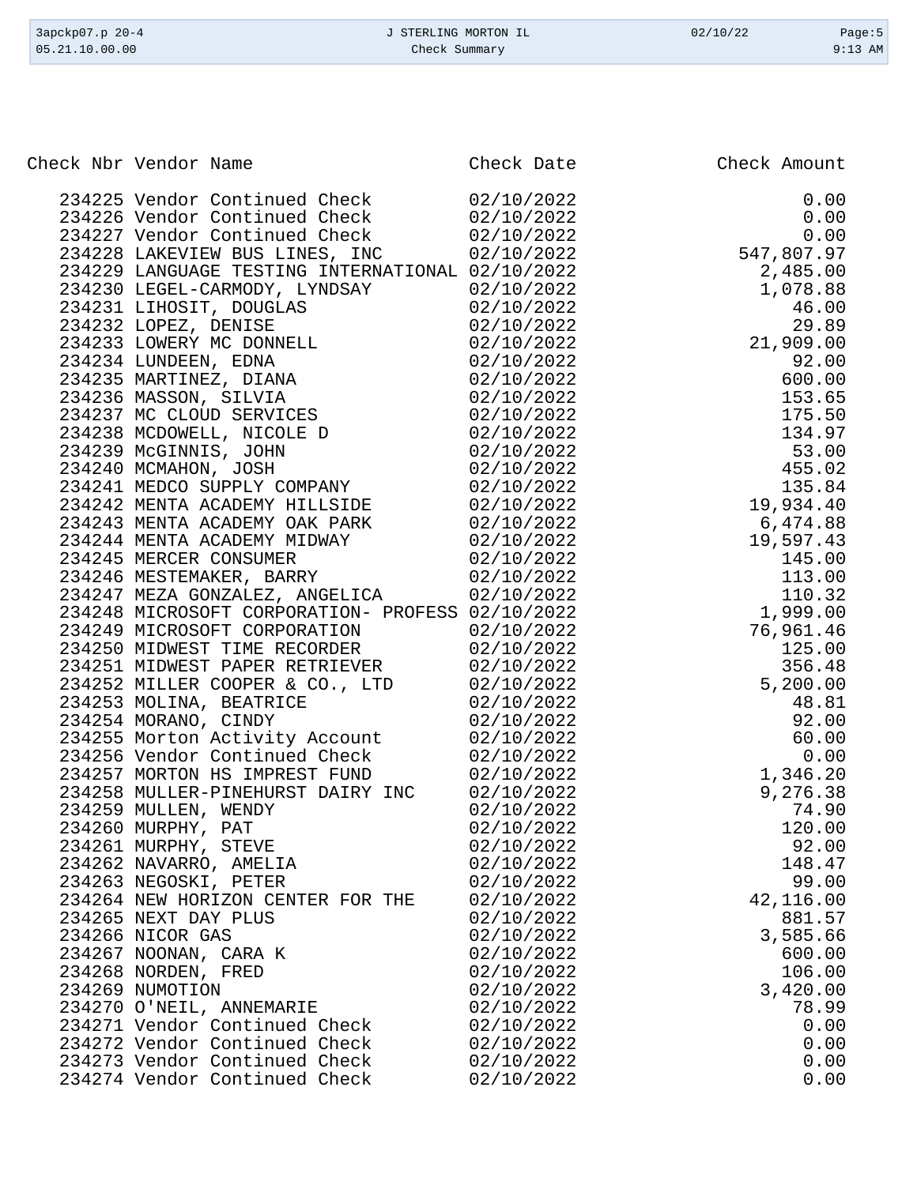| Check Nbr | Vendor Name | Check Date | Check Amount |
|---|---|---|---|
| 234225 | Vendor Continued Check | 02/10/2022 | 0.00 |
| 234226 | Vendor Continued Check | 02/10/2022 | 0.00 |
| 234227 | Vendor Continued Check | 02/10/2022 | 0.00 |
| 234228 | LAKEVIEW BUS LINES, INC | 02/10/2022 | 547,807.97 |
| 234229 | LANGUAGE TESTING INTERNATIONAL | 02/10/2022 | 2,485.00 |
| 234230 | LEGEL-CARMODY, LYNDSAY | 02/10/2022 | 1,078.88 |
| 234231 | LIHOSIT, DOUGLAS | 02/10/2022 | 46.00 |
| 234232 | LOPEZ, DENISE | 02/10/2022 | 29.89 |
| 234233 | LOWERY MC DONNELL | 02/10/2022 | 21,909.00 |
| 234234 | LUNDEEN, EDNA | 02/10/2022 | 92.00 |
| 234235 | MARTINEZ, DIANA | 02/10/2022 | 600.00 |
| 234236 | MASSON, SILVIA | 02/10/2022 | 153.65 |
| 234237 | MC CLOUD SERVICES | 02/10/2022 | 175.50 |
| 234238 | MCDOWELL, NICOLE D | 02/10/2022 | 134.97 |
| 234239 | McGINNIS, JOHN | 02/10/2022 | 53.00 |
| 234240 | MCMAHON, JOSH | 02/10/2022 | 455.02 |
| 234241 | MEDCO SUPPLY COMPANY | 02/10/2022 | 135.84 |
| 234242 | MENTA ACADEMY HILLSIDE | 02/10/2022 | 19,934.40 |
| 234243 | MENTA ACADEMY OAK PARK | 02/10/2022 | 6,474.88 |
| 234244 | MENTA ACADEMY MIDWAY | 02/10/2022 | 19,597.43 |
| 234245 | MERCER CONSUMER | 02/10/2022 | 145.00 |
| 234246 | MESTEMAKER, BARRY | 02/10/2022 | 113.00 |
| 234247 | MEZA GONZALEZ, ANGELICA | 02/10/2022 | 110.32 |
| 234248 | MICROSOFT CORPORATION- PROFESS | 02/10/2022 | 1,999.00 |
| 234249 | MICROSOFT CORPORATION | 02/10/2022 | 76,961.46 |
| 234250 | MIDWEST TIME RECORDER | 02/10/2022 | 125.00 |
| 234251 | MIDWEST PAPER RETRIEVER | 02/10/2022 | 356.48 |
| 234252 | MILLER COOPER & CO., LTD | 02/10/2022 | 5,200.00 |
| 234253 | MOLINA, BEATRICE | 02/10/2022 | 48.81 |
| 234254 | MORANO, CINDY | 02/10/2022 | 92.00 |
| 234255 | Morton Activity Account | 02/10/2022 | 60.00 |
| 234256 | Vendor Continued Check | 02/10/2022 | 0.00 |
| 234257 | MORTON HS IMPREST FUND | 02/10/2022 | 1,346.20 |
| 234258 | MULLER-PINEHURST DAIRY INC | 02/10/2022 | 9,276.38 |
| 234259 | MULLEN, WENDY | 02/10/2022 | 74.90 |
| 234260 | MURPHY, PAT | 02/10/2022 | 120.00 |
| 234261 | MURPHY, STEVE | 02/10/2022 | 92.00 |
| 234262 | NAVARRO, AMELIA | 02/10/2022 | 148.47 |
| 234263 | NEGOSKI, PETER | 02/10/2022 | 99.00 |
| 234264 | NEW HORIZON CENTER FOR THE | 02/10/2022 | 42,116.00 |
| 234265 | NEXT DAY PLUS | 02/10/2022 | 881.57 |
| 234266 | NICOR GAS | 02/10/2022 | 3,585.66 |
| 234267 | NOONAN, CARA K | 02/10/2022 | 600.00 |
| 234268 | NORDEN, FRED | 02/10/2022 | 106.00 |
| 234269 | NUMOTION | 02/10/2022 | 3,420.00 |
| 234270 | O'NEIL, ANNEMARIE | 02/10/2022 | 78.99 |
| 234271 | Vendor Continued Check | 02/10/2022 | 0.00 |
| 234272 | Vendor Continued Check | 02/10/2022 | 0.00 |
| 234273 | Vendor Continued Check | 02/10/2022 | 0.00 |
| 234274 | Vendor Continued Check | 02/10/2022 | 0.00 |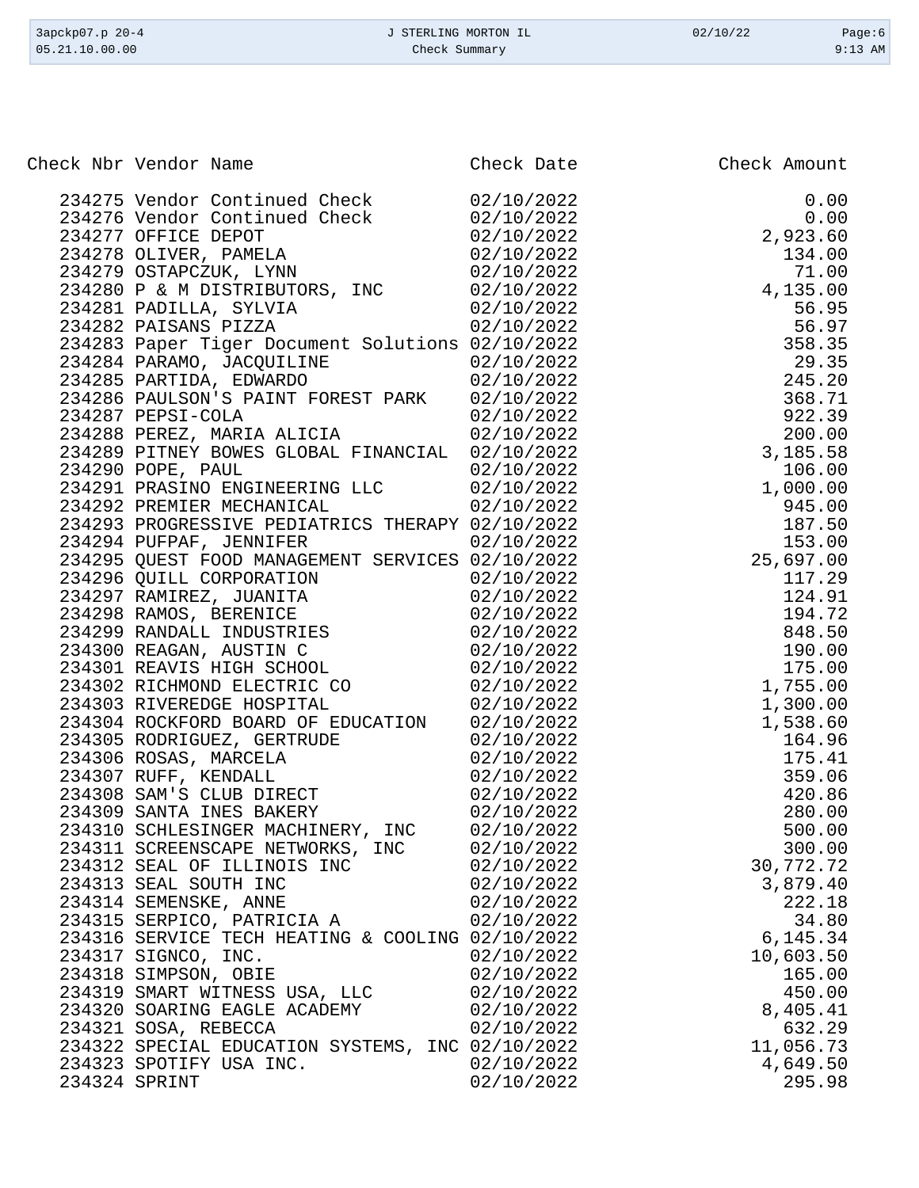| Check Nbr | Vendor Name | Check Date | Check Amount |
|---|---|---|---|
| 234275 | Vendor Continued Check | 02/10/2022 | 0.00 |
| 234276 | Vendor Continued Check | 02/10/2022 | 0.00 |
| 234277 | OFFICE DEPOT | 02/10/2022 | 2,923.60 |
| 234278 | OLIVER, PAMELA | 02/10/2022 | 134.00 |
| 234279 | OSTAPCZUK, LYNN | 02/10/2022 | 71.00 |
| 234280 | P & M DISTRIBUTORS, INC | 02/10/2022 | 4,135.00 |
| 234281 | PADILLA, SYLVIA | 02/10/2022 | 56.95 |
| 234282 | PAISANS PIZZA | 02/10/2022 | 56.97 |
| 234283 | Paper Tiger Document Solutions | 02/10/2022 | 358.35 |
| 234284 | PARAMO, JACQUILINE | 02/10/2022 | 29.35 |
| 234285 | PARTIDA, EDWARDO | 02/10/2022 | 245.20 |
| 234286 | PAULSON'S PAINT FOREST PARK | 02/10/2022 | 368.71 |
| 234287 | PEPSI-COLA | 02/10/2022 | 922.39 |
| 234288 | PEREZ, MARIA ALICIA | 02/10/2022 | 200.00 |
| 234289 | PITNEY BOWES GLOBAL FINANCIAL | 02/10/2022 | 3,185.58 |
| 234290 | POPE, PAUL | 02/10/2022 | 106.00 |
| 234291 | PRASINO ENGINEERING LLC | 02/10/2022 | 1,000.00 |
| 234292 | PREMIER MECHANICAL | 02/10/2022 | 945.00 |
| 234293 | PROGRESSIVE PEDIATRICS THERAPY | 02/10/2022 | 187.50 |
| 234294 | PUFPAF, JENNIFER | 02/10/2022 | 153.00 |
| 234295 | QUEST FOOD MANAGEMENT SERVICES | 02/10/2022 | 25,697.00 |
| 234296 | QUILL CORPORATION | 02/10/2022 | 117.29 |
| 234297 | RAMIREZ, JUANITA | 02/10/2022 | 124.91 |
| 234298 | RAMOS, BERENICE | 02/10/2022 | 194.72 |
| 234299 | RANDALL INDUSTRIES | 02/10/2022 | 848.50 |
| 234300 | REAGAN, AUSTIN C | 02/10/2022 | 190.00 |
| 234301 | REAVIS HIGH SCHOOL | 02/10/2022 | 175.00 |
| 234302 | RICHMOND ELECTRIC CO | 02/10/2022 | 1,755.00 |
| 234303 | RIVEREDGE HOSPITAL | 02/10/2022 | 1,300.00 |
| 234304 | ROCKFORD BOARD OF EDUCATION | 02/10/2022 | 1,538.60 |
| 234305 | RODRIGUEZ, GERTRUDE | 02/10/2022 | 164.96 |
| 234306 | ROSAS, MARCELA | 02/10/2022 | 175.41 |
| 234307 | RUFF, KENDALL | 02/10/2022 | 359.06 |
| 234308 | SAM'S CLUB DIRECT | 02/10/2022 | 420.86 |
| 234309 | SANTA INES BAKERY | 02/10/2022 | 280.00 |
| 234310 | SCHLESINGER MACHINERY, INC | 02/10/2022 | 500.00 |
| 234311 | SCREENSCAPE NETWORKS, INC | 02/10/2022 | 300.00 |
| 234312 | SEAL OF ILLINOIS INC | 02/10/2022 | 30,772.72 |
| 234313 | SEAL SOUTH INC | 02/10/2022 | 3,879.40 |
| 234314 | SEMENSKE, ANNE | 02/10/2022 | 222.18 |
| 234315 | SERPICO, PATRICIA A | 02/10/2022 | 34.80 |
| 234316 | SERVICE TECH HEATING & COOLING | 02/10/2022 | 6,145.34 |
| 234317 | SIGNCO, INC. | 02/10/2022 | 10,603.50 |
| 234318 | SIMPSON, OBIE | 02/10/2022 | 165.00 |
| 234319 | SMART WITNESS USA, LLC | 02/10/2022 | 450.00 |
| 234320 | SOARING EAGLE ACADEMY | 02/10/2022 | 8,405.41 |
| 234321 | SOSA, REBECCA | 02/10/2022 | 632.29 |
| 234322 | SPECIAL EDUCATION SYSTEMS, INC | 02/10/2022 | 11,056.73 |
| 234323 | SPOTIFY USA INC. | 02/10/2022 | 4,649.50 |
| 234324 | SPRINT | 02/10/2022 | 295.98 |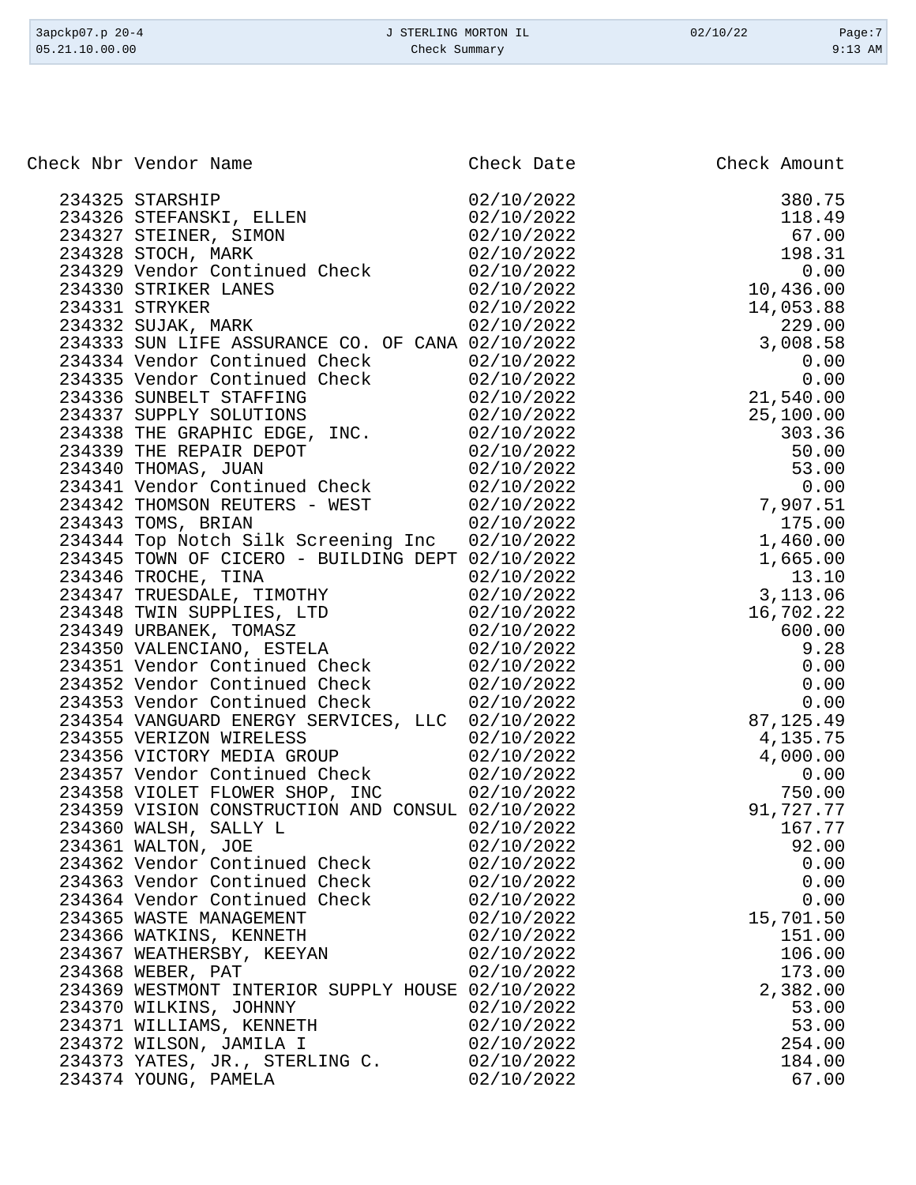| Check Nbr | Vendor Name | Check Date | Check Amount |
|---|---|---|---|
| 234325 | STARSHIP | 02/10/2022 | 380.75 |
| 234326 | STEFANSKI, ELLEN | 02/10/2022 | 118.49 |
| 234327 | STEINER, SIMON | 02/10/2022 | 67.00 |
| 234328 | STOCH, MARK | 02/10/2022 | 198.31 |
| 234329 | Vendor Continued Check | 02/10/2022 | 0.00 |
| 234330 | STRIKER LANES | 02/10/2022 | 10,436.00 |
| 234331 | STRYKER | 02/10/2022 | 14,053.88 |
| 234332 | SUJAK, MARK | 02/10/2022 | 229.00 |
| 234333 | SUN LIFE ASSURANCE CO. OF CANA | 02/10/2022 | 3,008.58 |
| 234334 | Vendor Continued Check | 02/10/2022 | 0.00 |
| 234335 | Vendor Continued Check | 02/10/2022 | 0.00 |
| 234336 | SUNBELT STAFFING | 02/10/2022 | 21,540.00 |
| 234337 | SUPPLY SOLUTIONS | 02/10/2022 | 25,100.00 |
| 234338 | THE GRAPHIC EDGE, INC. | 02/10/2022 | 303.36 |
| 234339 | THE REPAIR DEPOT | 02/10/2022 | 50.00 |
| 234340 | THOMAS, JUAN | 02/10/2022 | 53.00 |
| 234341 | Vendor Continued Check | 02/10/2022 | 0.00 |
| 234342 | THOMSON REUTERS - WEST | 02/10/2022 | 7,907.51 |
| 234343 | TOMS, BRIAN | 02/10/2022 | 175.00 |
| 234344 | Top Notch Silk Screening Inc | 02/10/2022 | 1,460.00 |
| 234345 | TOWN OF CICERO - BUILDING DEPT | 02/10/2022 | 1,665.00 |
| 234346 | TROCHE, TINA | 02/10/2022 | 13.10 |
| 234347 | TRUESDALE, TIMOTHY | 02/10/2022 | 3,113.06 |
| 234348 | TWIN SUPPLIES, LTD | 02/10/2022 | 16,702.22 |
| 234349 | URBANEK, TOMASZ | 02/10/2022 | 600.00 |
| 234350 | VALENCIANO, ESTELA | 02/10/2022 | 9.28 |
| 234351 | Vendor Continued Check | 02/10/2022 | 0.00 |
| 234352 | Vendor Continued Check | 02/10/2022 | 0.00 |
| 234353 | Vendor Continued Check | 02/10/2022 | 0.00 |
| 234354 | VANGUARD ENERGY SERVICES, LLC | 02/10/2022 | 87,125.49 |
| 234355 | VERIZON WIRELESS | 02/10/2022 | 4,135.75 |
| 234356 | VICTORY MEDIA GROUP | 02/10/2022 | 4,000.00 |
| 234357 | Vendor Continued Check | 02/10/2022 | 0.00 |
| 234358 | VIOLET FLOWER SHOP, INC | 02/10/2022 | 750.00 |
| 234359 | VISION CONSTRUCTION AND CONSUL | 02/10/2022 | 91,727.77 |
| 234360 | WALSH, SALLY L | 02/10/2022 | 167.77 |
| 234361 | WALTON, JOE | 02/10/2022 | 92.00 |
| 234362 | Vendor Continued Check | 02/10/2022 | 0.00 |
| 234363 | Vendor Continued Check | 02/10/2022 | 0.00 |
| 234364 | Vendor Continued Check | 02/10/2022 | 0.00 |
| 234365 | WASTE MANAGEMENT | 02/10/2022 | 15,701.50 |
| 234366 | WATKINS, KENNETH | 02/10/2022 | 151.00 |
| 234367 | WEATHERSBY, KEEYAN | 02/10/2022 | 106.00 |
| 234368 | WEBER, PAT | 02/10/2022 | 173.00 |
| 234369 | WESTMONT INTERIOR SUPPLY HOUSE | 02/10/2022 | 2,382.00 |
| 234370 | WILKINS, JOHNNY | 02/10/2022 | 53.00 |
| 234371 | WILLIAMS, KENNETH | 02/10/2022 | 53.00 |
| 234372 | WILSON, JAMILA I | 02/10/2022 | 254.00 |
| 234373 | YATES, JR., STERLING C. | 02/10/2022 | 184.00 |
| 234374 | YOUNG, PAMELA | 02/10/2022 | 67.00 |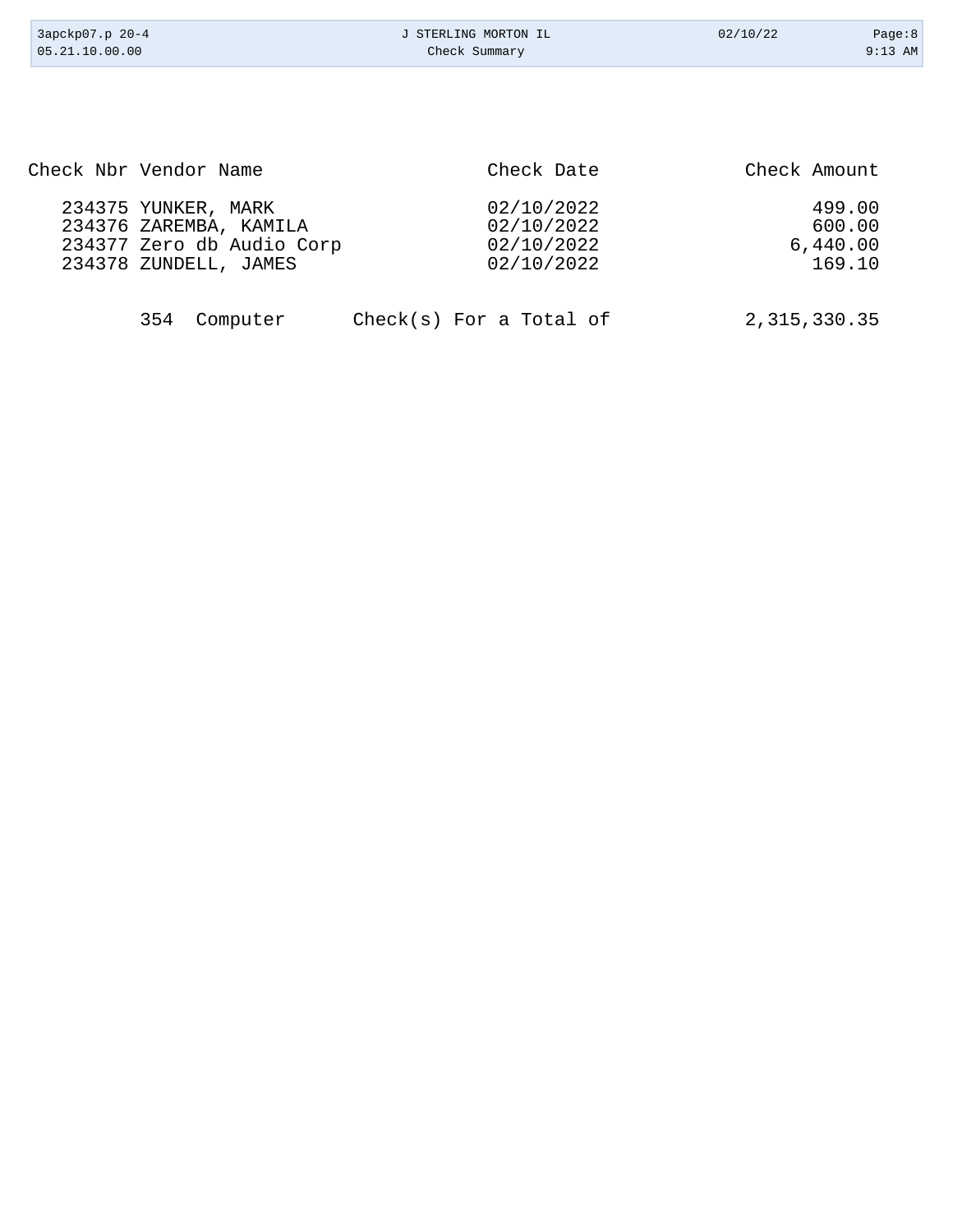| Check Nbr | Vendor Name | Check Date | Check Amount |
|---|---|---|---|
| 234375 | YUNKER, MARK | 02/10/2022 | 499.00 |
| 234376 | ZAREMBA, KAMILA | 02/10/2022 | 600.00 |
| 234377 | Zero db Audio Corp | 02/10/2022 | 6,440.00 |
| 234378 | ZUNDELL, JAMES | 02/10/2022 | 169.10 |

354 Computer Check(s) For a Total of 2,315,330.35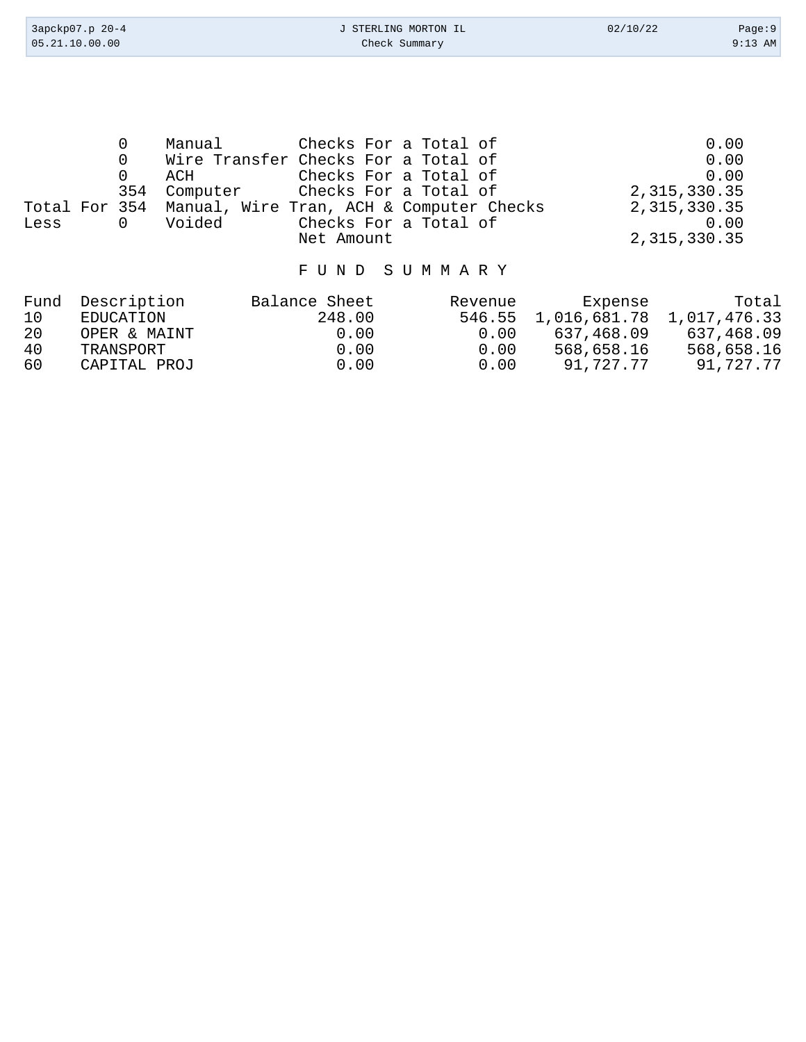| | | | | |
|---|---|---|---|---|
| | 0 | Manual | Checks For a Total of | 0.00 |
| | 0 | Wire Transfer | Checks For a Total of | 0.00 |
| | 0 | ACH | Checks For a Total of | 0.00 |
| | 354 | Computer | Checks For a Total of | 2,315,330.35 |
| Total For | 354 | Manual, Wire Tran, ACH & Computer Checks | | 2,315,330.35 |
| Less | 0 | Voided | Checks For a Total of | 0.00 |
| | | | Net Amount | 2,315,330.35 |

F U N D S U M M A R Y

| Fund | Description | Balance Sheet | Revenue | Expense | Total |
|---|---|---|---|---|---|
| 10 | EDUCATION | 248.00 | 546.55 | 1,016,681.78 | 1,017,476.33 |
| 20 | OPER & MAINT | 0.00 | 0.00 | 637,468.09 | 637,468.09 |
| 40 | TRANSPORT | 0.00 | 0.00 | 568,658.16 | 568,658.16 |
| 60 | CAPITAL PROJ | 0.00 | 0.00 | 91,727.77 | 91,727.77 |